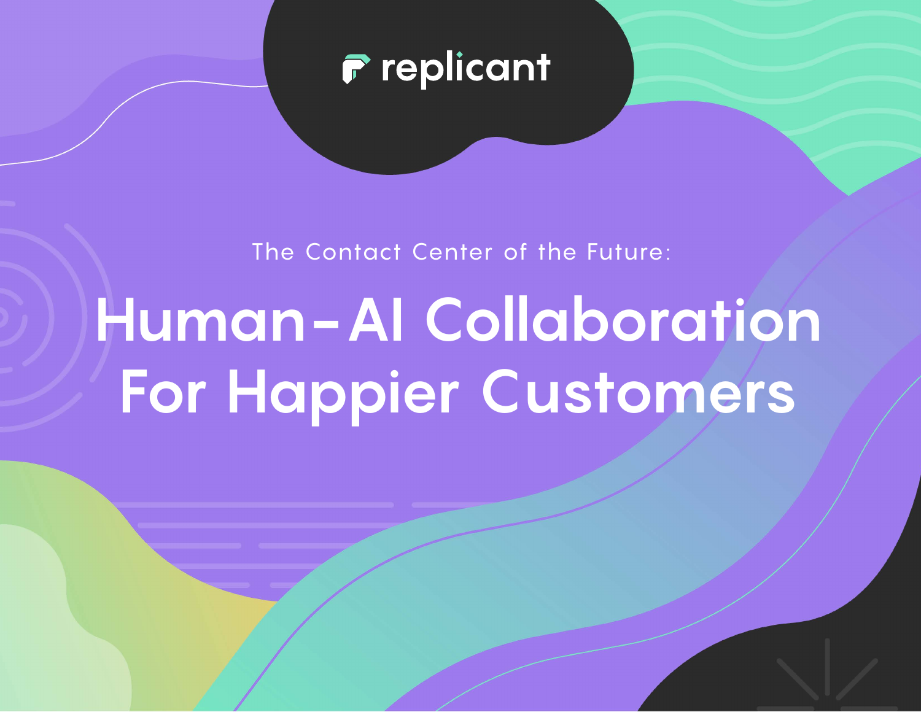replicant

The Contact Center of the Future:

# Human-AI Collaboration For Happier Customers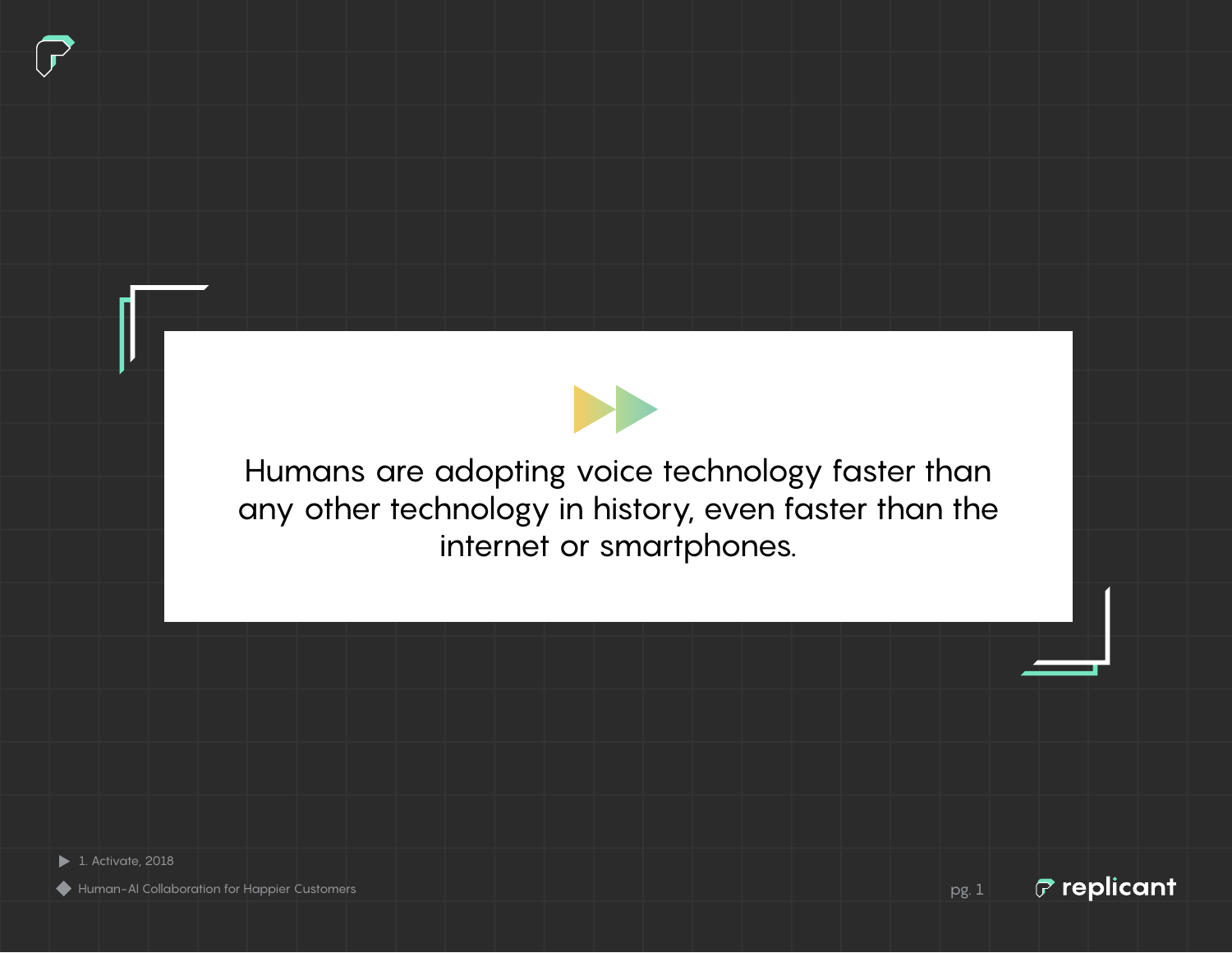Humans are adopting voice technology faster than any other technology in history, even faster than the internet or smartphones.[1]

1. Activate, 2018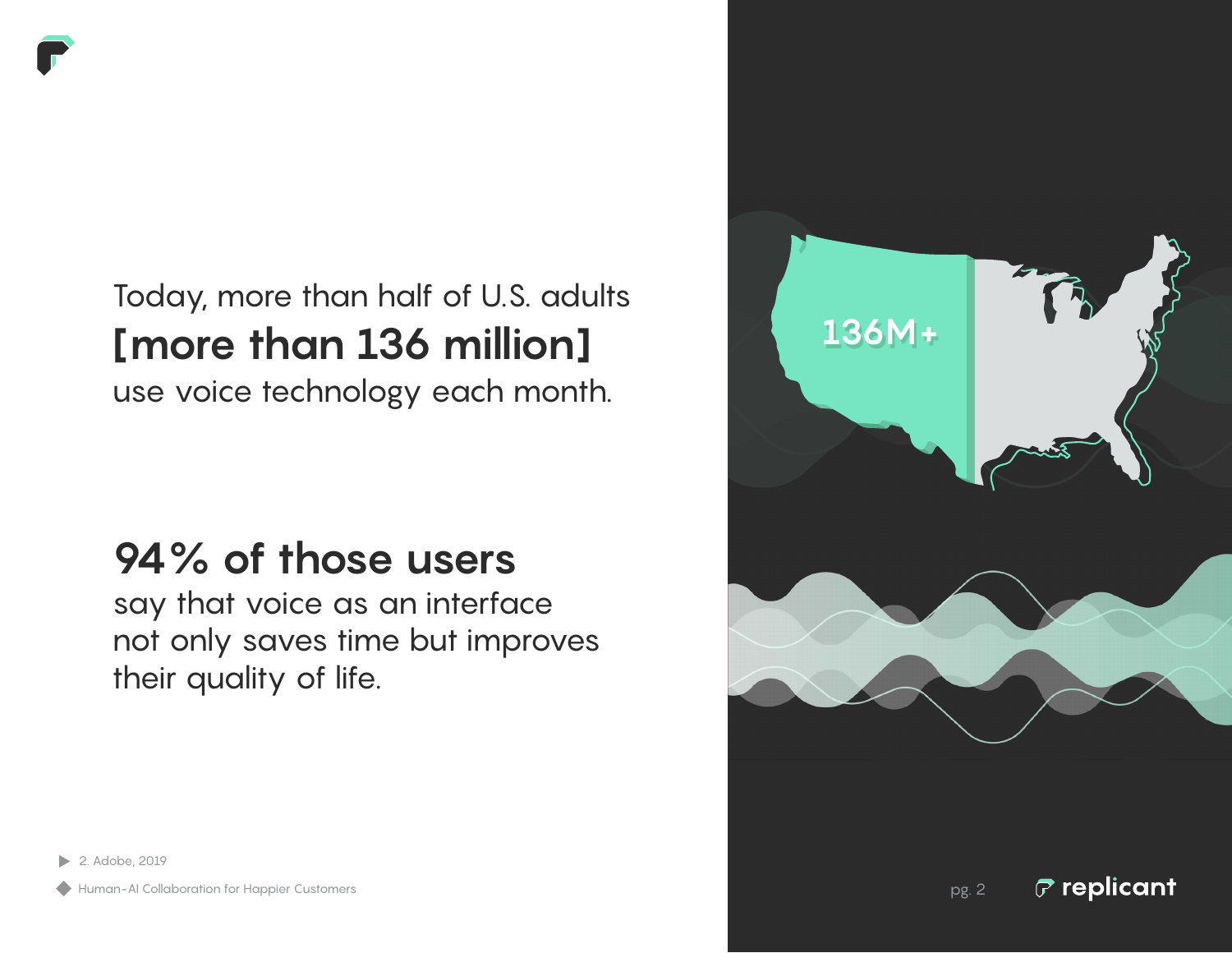Today, more than half of U.S. adults
**[more than 136 million]**
use voice technology each month.

136M+

**94% of those users**
say that voice as an interface not only saves time but improves their quality of life.

2. Adobe, 2019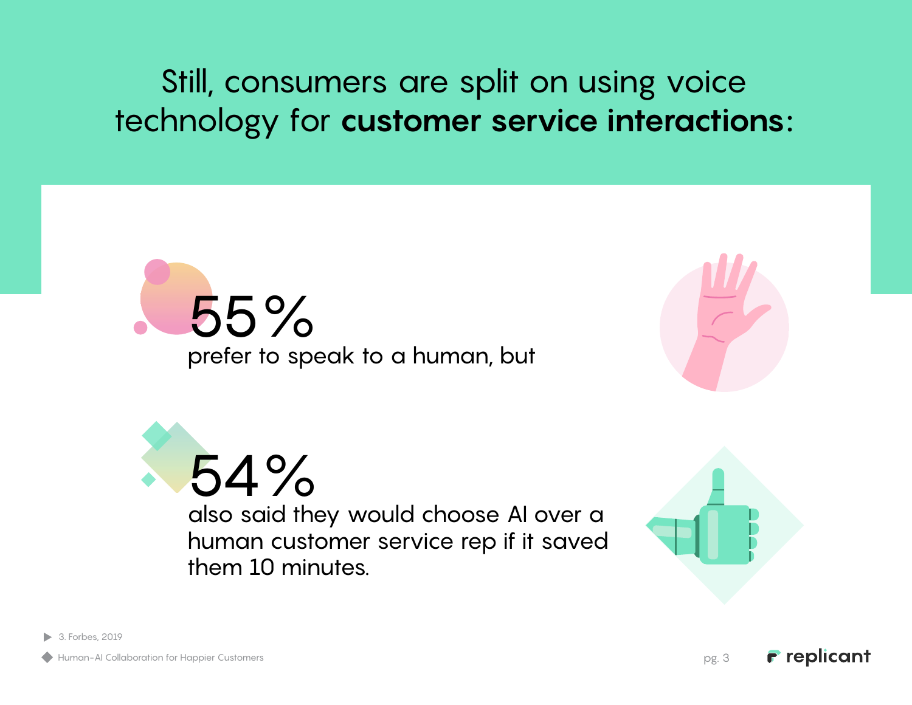# Still, consumers are split on using voice technology for **customer service interactions**:

**55%**

prefer to speak to a human, but

**54%**

also said they would choose AI over a human customer service rep if it saved them 10 minutes.

3. Forbes, 2019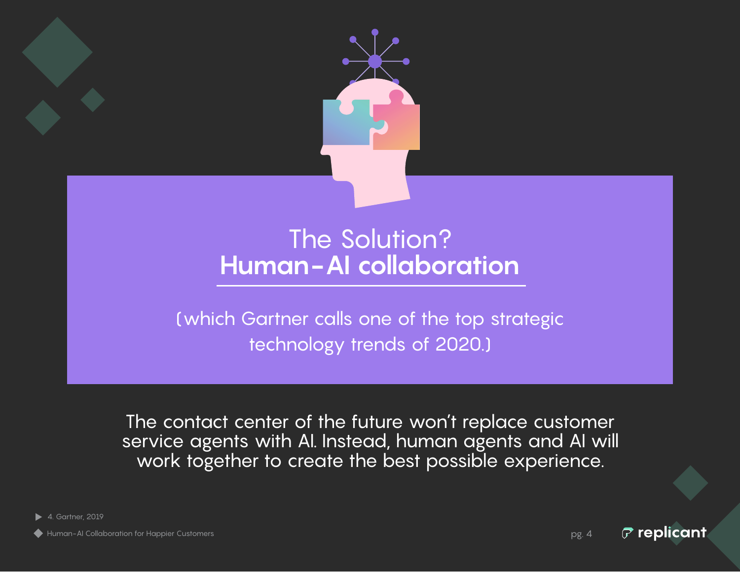# The Solution? **Human-AI collaboration**

(which Gartner calls one of the top strategic technology trends of 2020.)

The contact center of the future won't replace customer service agents with AI. Instead, human agents and AI will work together to create the best possible experience.

4. Gartner, 2019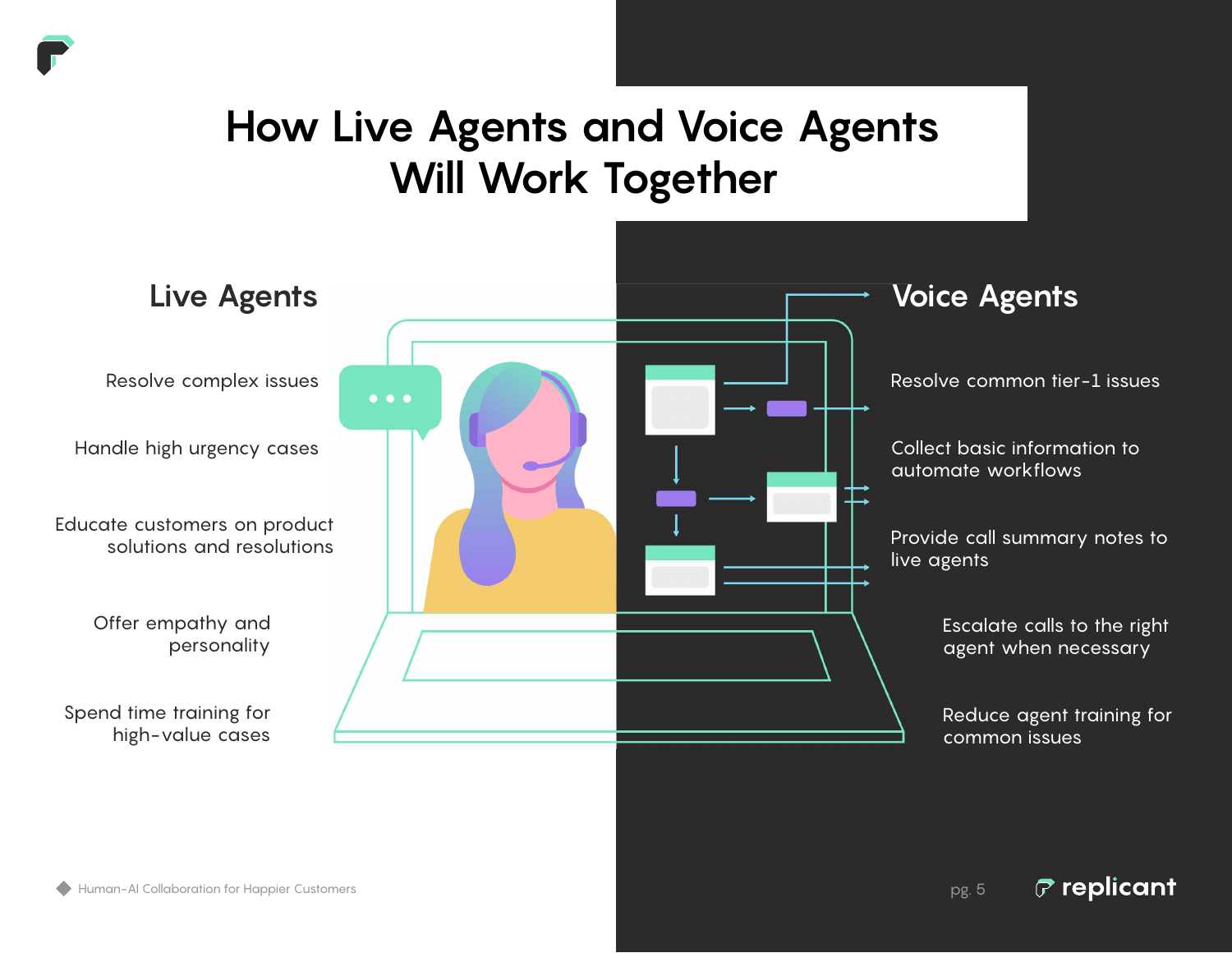# How Live Agents and Voice Agents Will Work Together

## Live Agents

- Resolve complex issues
- Handle high urgency cases
- Educate customers on product solutions and resolutions
- Offer empathy and personality
- Spend time training for high-value cases

## Voice Agents

- Resolve common tier-1 issues
- Collect basic information to automate workflows
- Provide call summary notes to live agents
- Escalate calls to the right agent when necessary
- Reduce agent training for common issues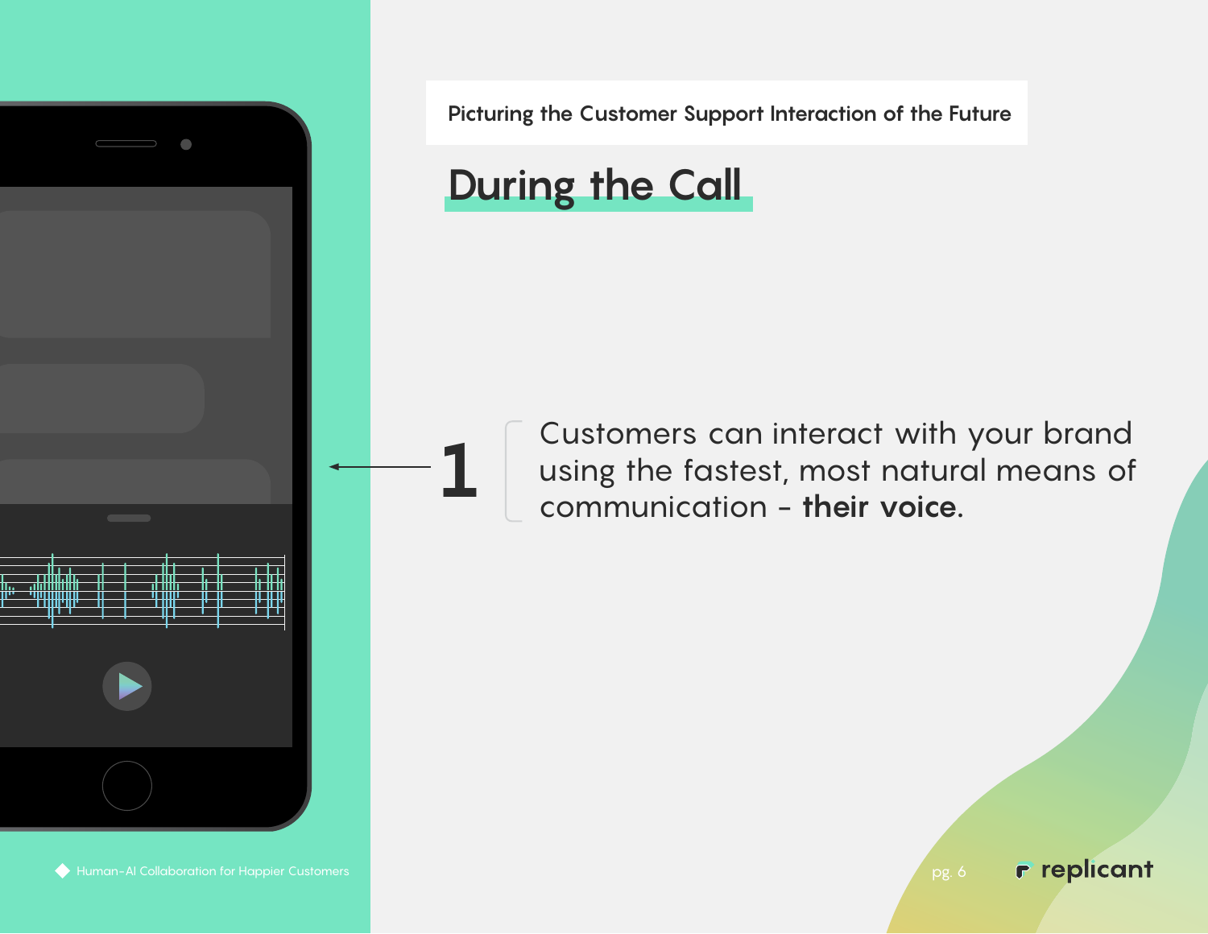Picturing the Customer Support Interaction of the Future

## During the Call

1

Customers can interact with your brand using the fastest, most natural means of communication - **their voice.**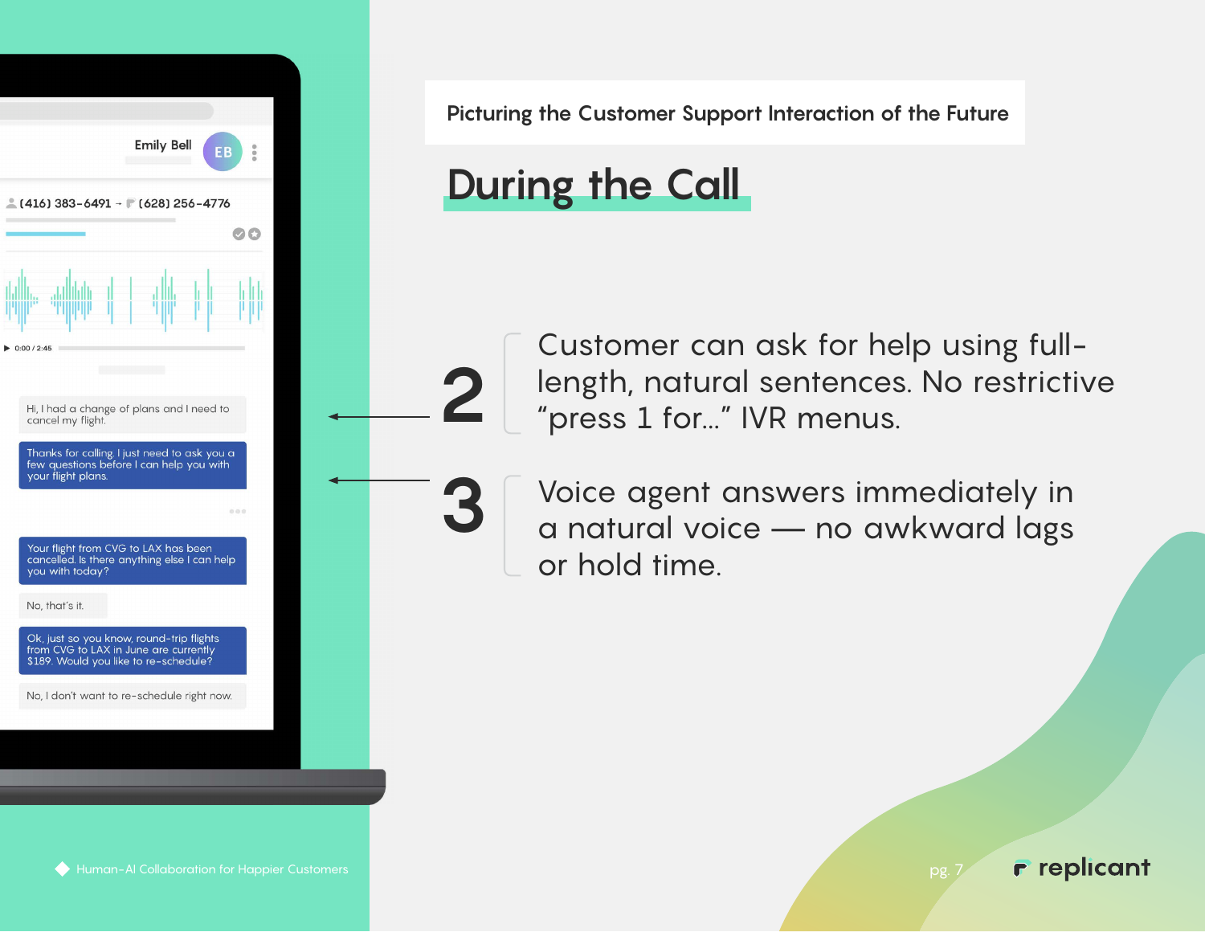Picturing the Customer Support Interaction of the Future

# During the Call

Emily Bell

(416) 383-6491 → (628) 256-4776

0:00 / 2:45

Hi, I had a change of plans and I need to cancel my flight.

Thanks for calling. I just need to ask you a few questions before I can help you with your flight plans.

Your flight from CVG to LAX has been cancelled. Is there anything else I can help you with today?

No, that's it.

Ok, just so you know, round-trip flights from CVG to LAX in June are currently $189. Would you like to re-schedule?

No, I don't want to re-schedule right now.

**2** Customer can ask for help using full-length, natural sentences. No restrictive "press 1 for…" IVR menus.

**3** Voice agent answers immediately in a natural voice — no awkward lags or hold time.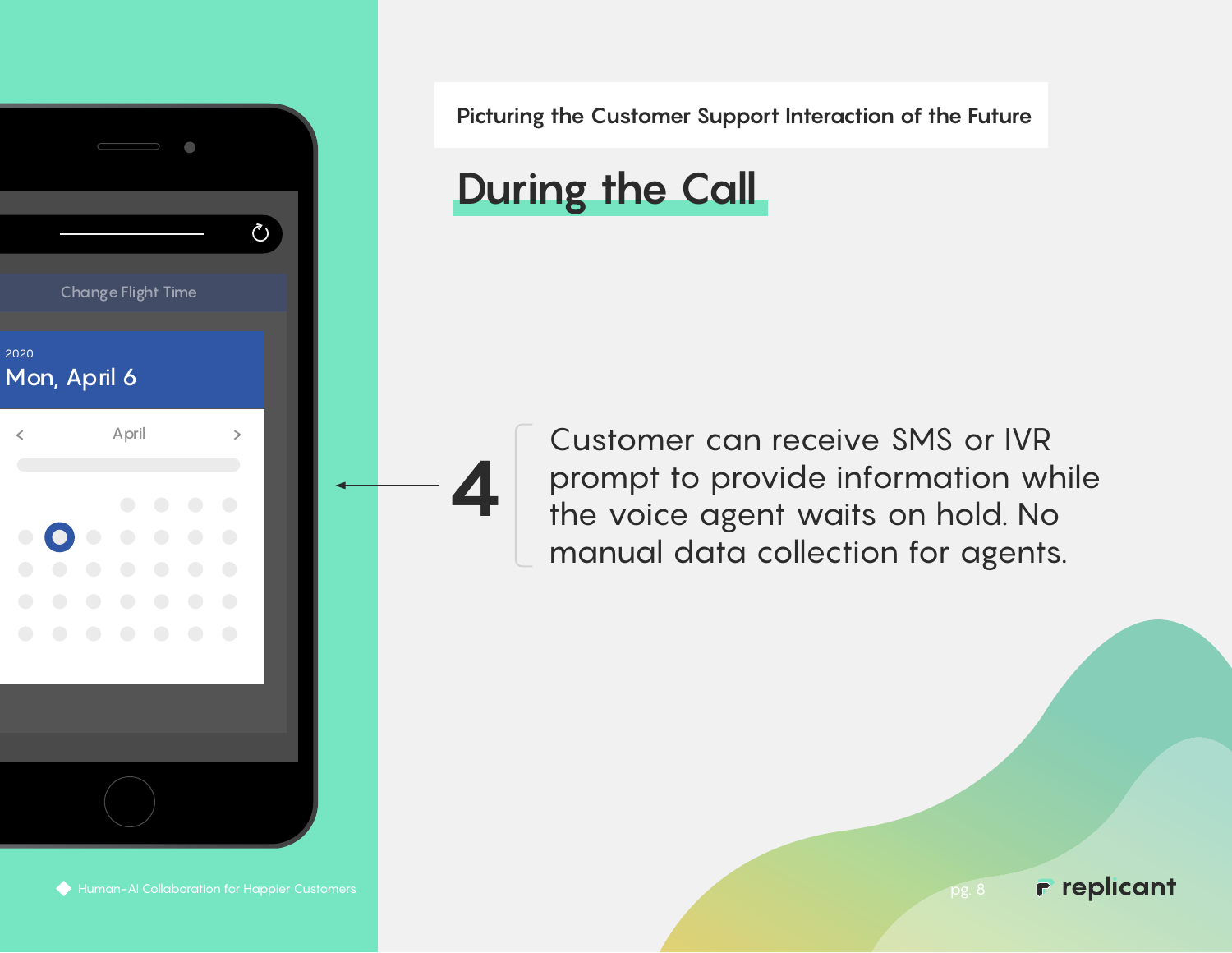Picturing the Customer Support Interaction of the Future

# During the Call

**4**

Customer can receive SMS or IVR prompt to provide information while the voice agent waits on hold. No manual data collection for agents.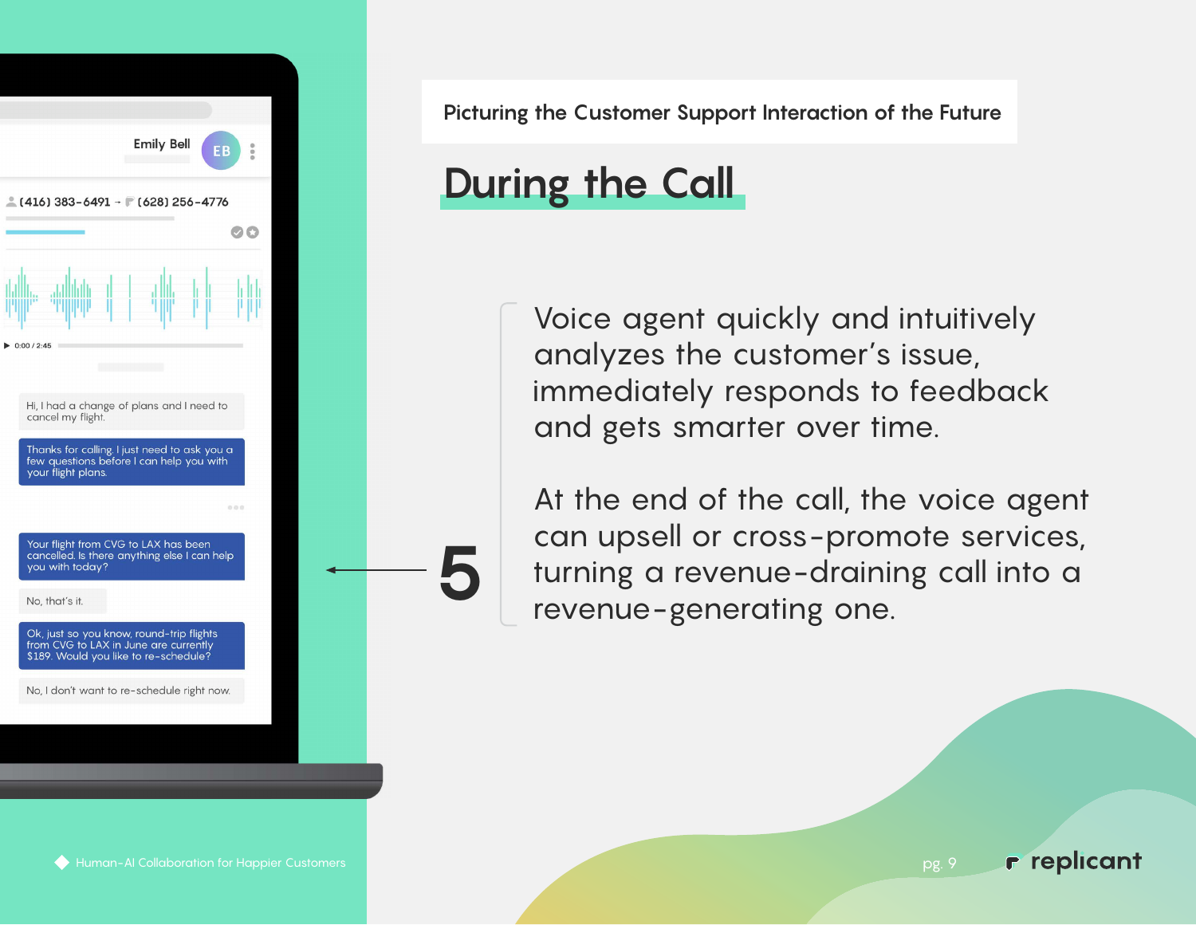Picturing the Customer Support Interaction of the Future

# During the Call

Emily Bell

(416) 383-6491 → (628) 256-4776

0:00 / 2:45

Hi, I had a change of plans and I need to cancel my flight.

Thanks for calling. I just need to ask you a few questions before I can help you with your flight plans.

Your flight from CVG to LAX has been cancelled. Is there anything else I can help you with today?

No, that's it.

Ok, just so you know, round-trip flights from CVG to LAX in June are currently $189. Would you like to re-schedule?

No, I don't want to re-schedule right now.

**5**

Voice agent quickly and intuitively analyzes the customer's issue, immediately responds to feedback and gets smarter over time.

At the end of the call, the voice agent can upsell or cross-promote services, turning a revenue-draining call into a revenue-generating one.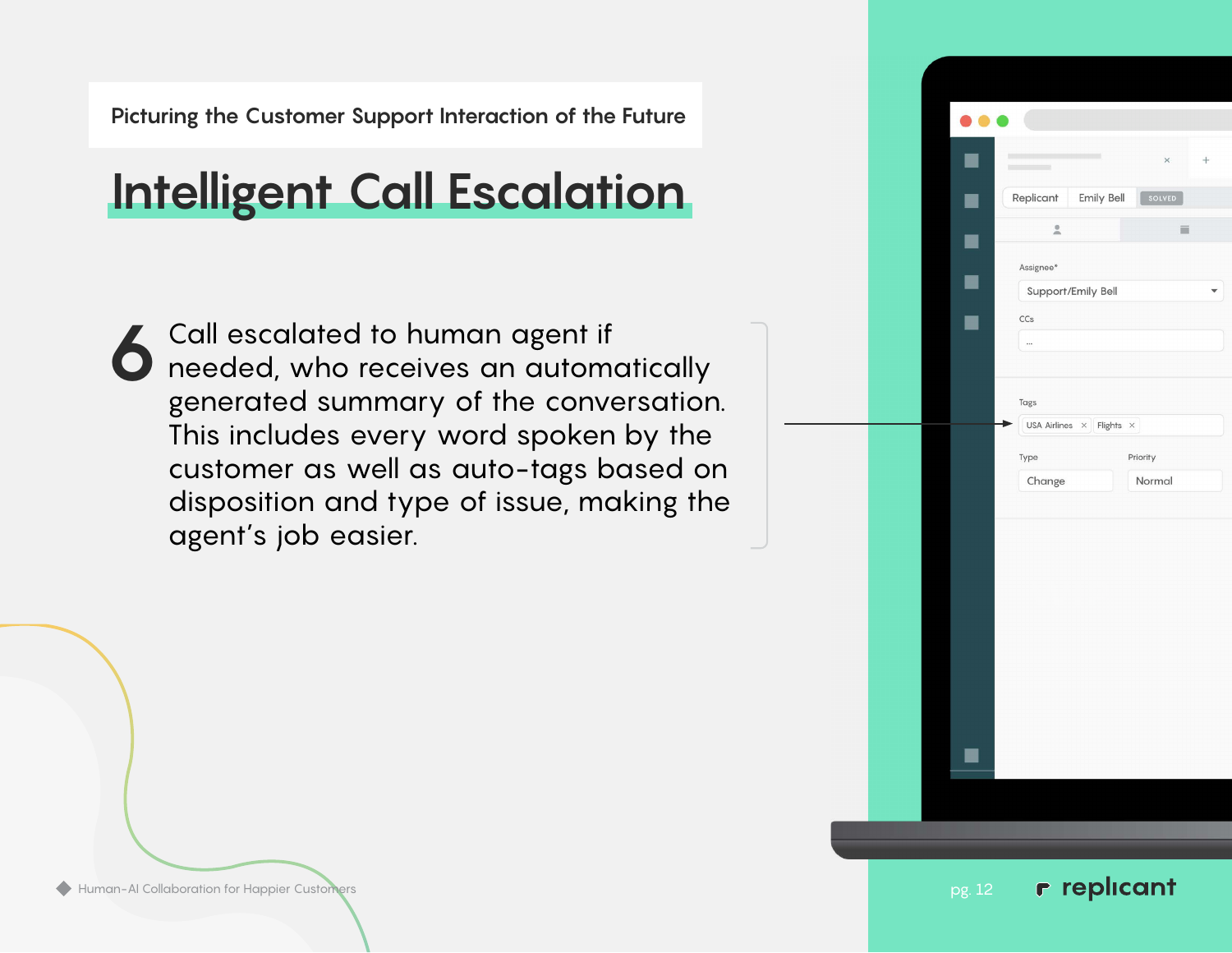Picturing the Customer Support Interaction of the Future

# Intelligent Call Escalation

**6** Call escalated to human agent if needed, who receives an automatically generated summary of the conversation. This includes every word spoken by the customer as well as auto-tags based on disposition and type of issue, making the agent's job easier.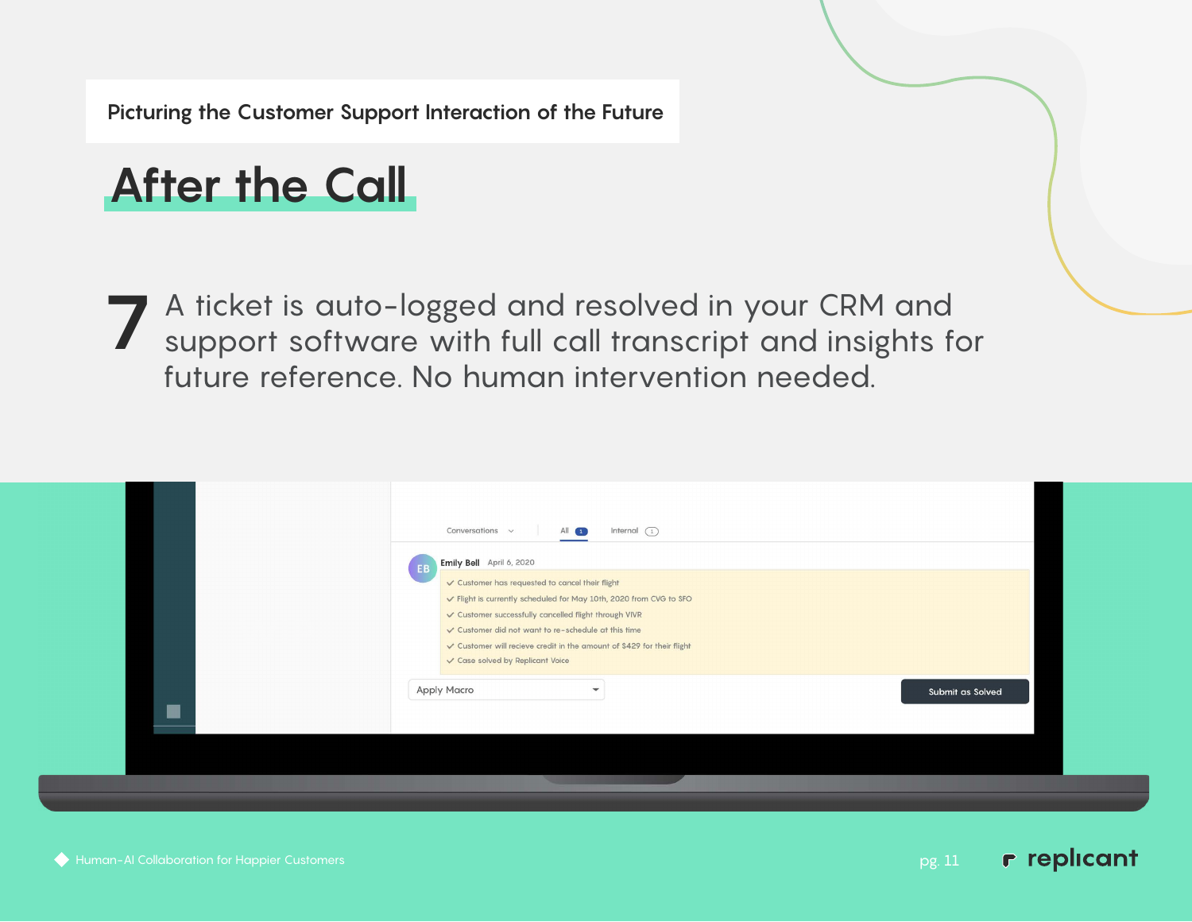Picturing the Customer Support Interaction of the Future

# After the Call

**7** A ticket is auto-logged and resolved in your CRM and support software with full call transcript and insights for future reference. No human intervention needed.

Conversations | All 1 | Internal 1

**Emily Bell** April 6, 2020

- ✓ Customer has requested to cancel their flight
- ✓ Flight is currently scheduled for May 10th, 2020 from CVG to SFO
- ✓ Customer successfully cancelled flight through VIVR
- ✓ Customer did not want to re-schedule at this time
- ✓ Customer will recieve credit in the amount of $429 for their flight
- ✓ Case solved by Replicant Voice

Apply Macro | Submit as Solved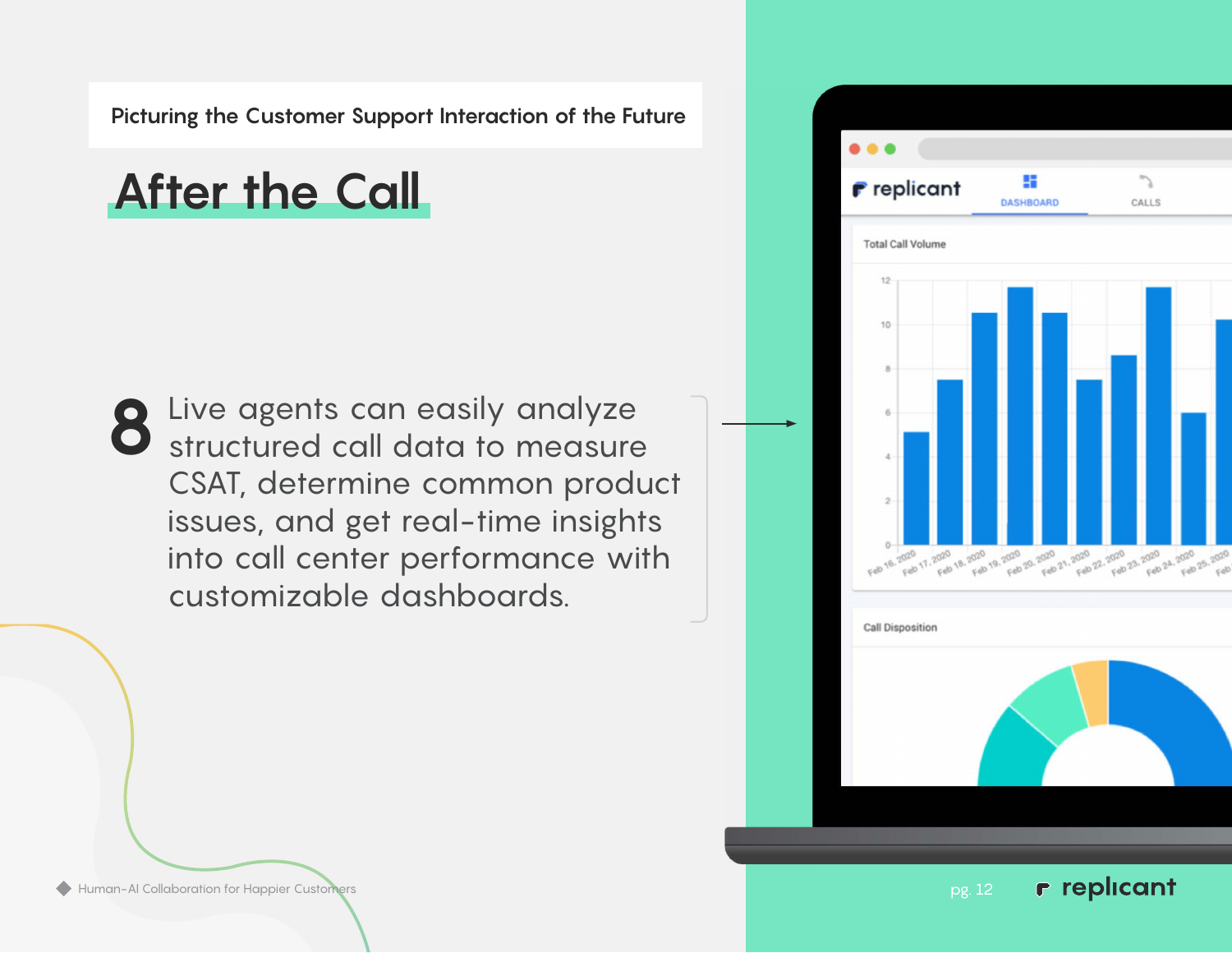Picturing the Customer Support Interaction of the Future

# After the Call

**8** Live agents can easily analyze structured call data to measure CSAT, determine common product issues, and get real-time insights into call center performance with customizable dashboards.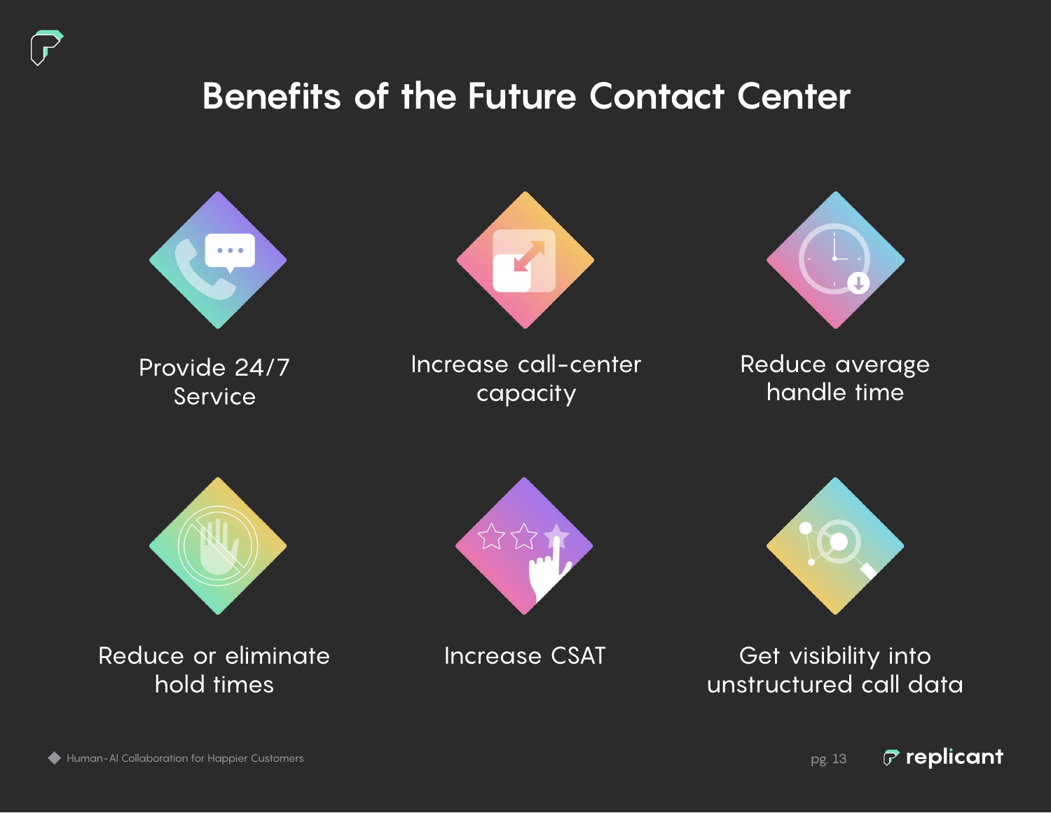# Benefits of the Future Contact Center

- Provide 24/7 Service
- Increase call-center capacity
- Reduce average handle time
- Reduce or eliminate hold times
- Increase CSAT
- Get visibility into unstructured call data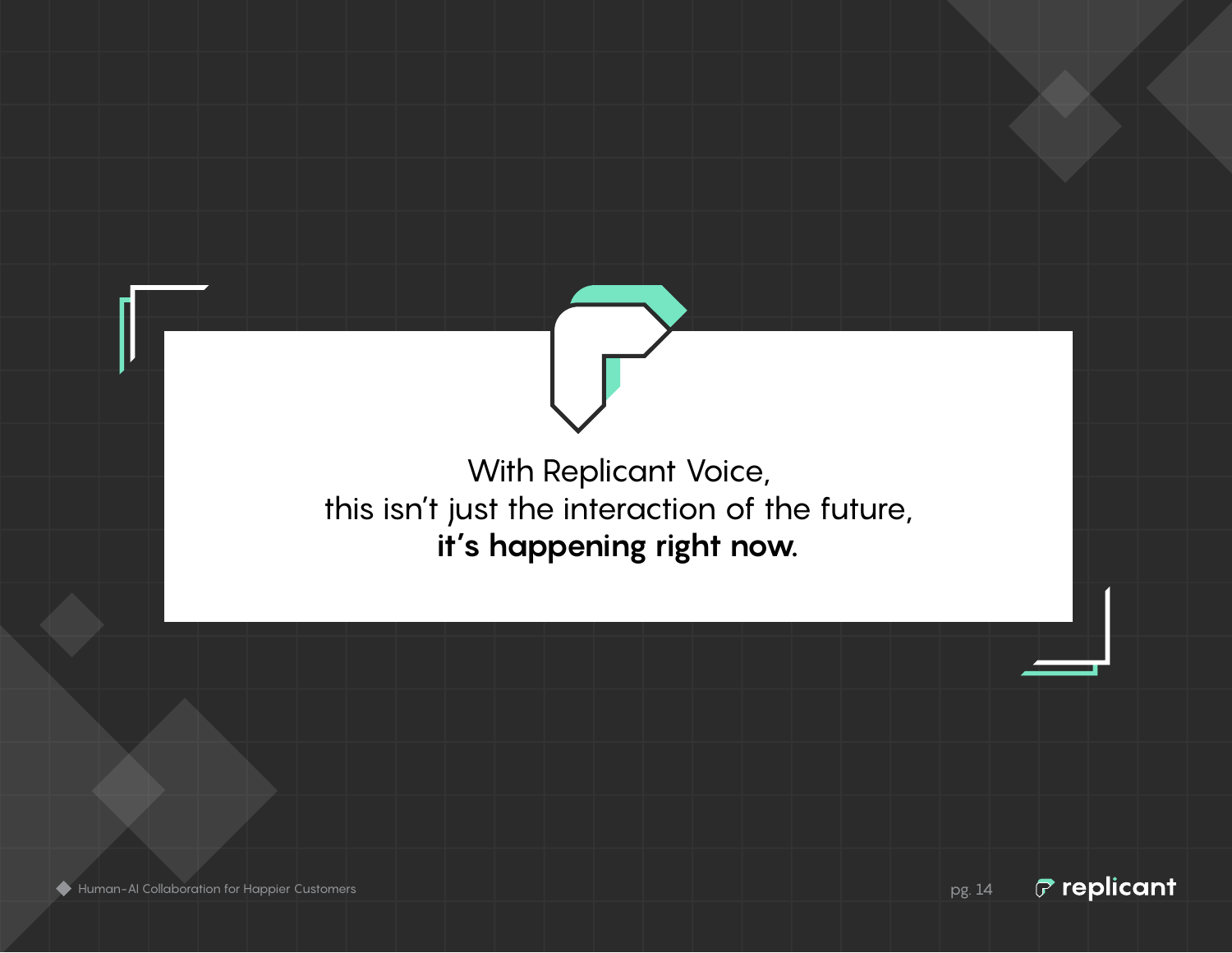With Replicant Voice,
this isn't just the interaction of the future,
**it's happening right now.**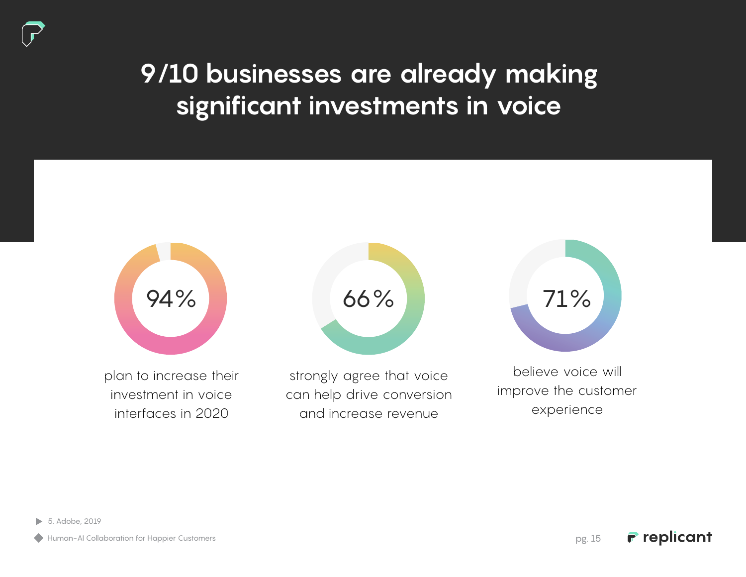# 9/10 businesses are already making significant investments in voice

**94%**

plan to increase their investment in voice interfaces in 2020

**66%**

strongly agree that voice can help drive conversion and increase revenue

**71%**

believe voice will improve the customer experience

5. Adobe, 2019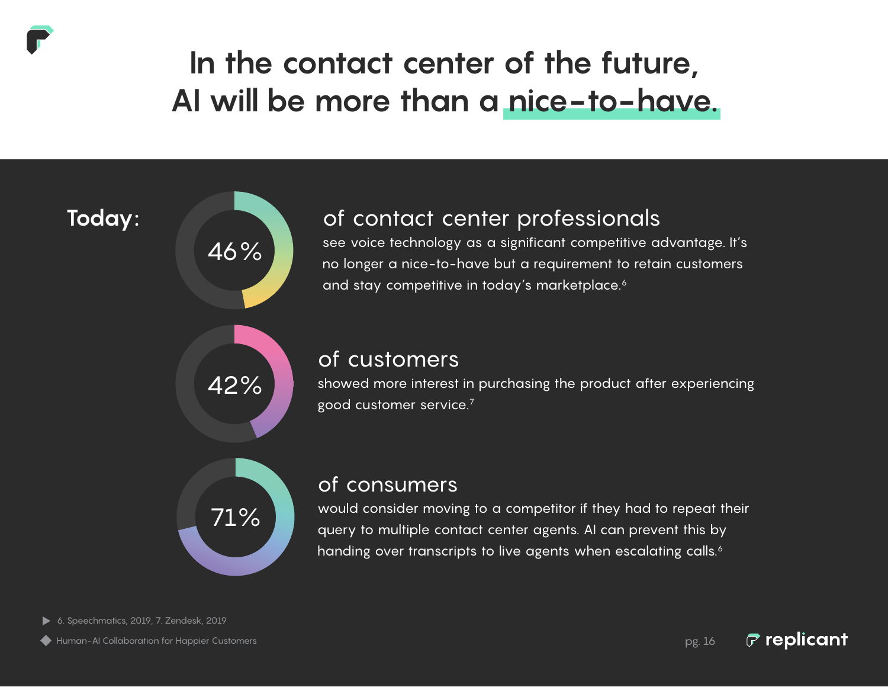# In the contact center of the future, AI will be more than a nice-to-have.

**Today:**

**46%** of contact center professionals see voice technology as a significant competitive advantage. It's no longer a nice-to-have but a requirement to retain customers and stay competitive in today's marketplace.[6]

**42%** of customers showed more interest in purchasing the product after experiencing good customer service.[7]

**71%** of consumers would consider moving to a competitor if they had to repeat their query to multiple contact center agents. AI can prevent this by handing over transcripts to live agents when escalating calls.[6]

6. Speechmatics, 2019, 7. Zendesk, 2019

Human-AI Collaboration for Happier Customers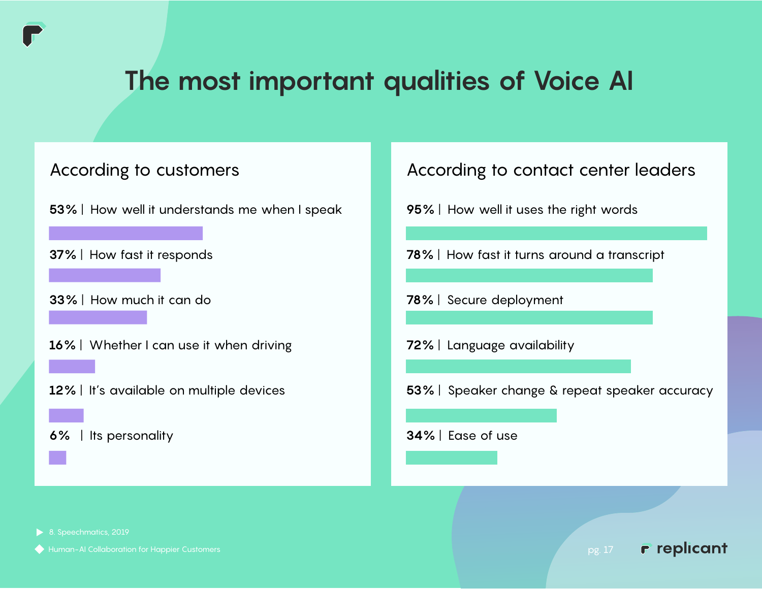# The most important qualities of Voice AI

## According to customers

**53%** | How well it understands me when I speak

**37%** | How fast it responds

**33%** | How much it can do

**16%** | Whether I can use it when driving

**12%** | It's available on multiple devices

**6%** | Its personality

## According to contact center leaders

**95%** | How well it uses the right words

**78%** | How fast it turns around a transcript

**78%** | Secure deployment

**72%** | Language availability

**53%** | Speaker change & repeat speaker accuracy

**34%** | Ease of use

8. Speechmatics, 2019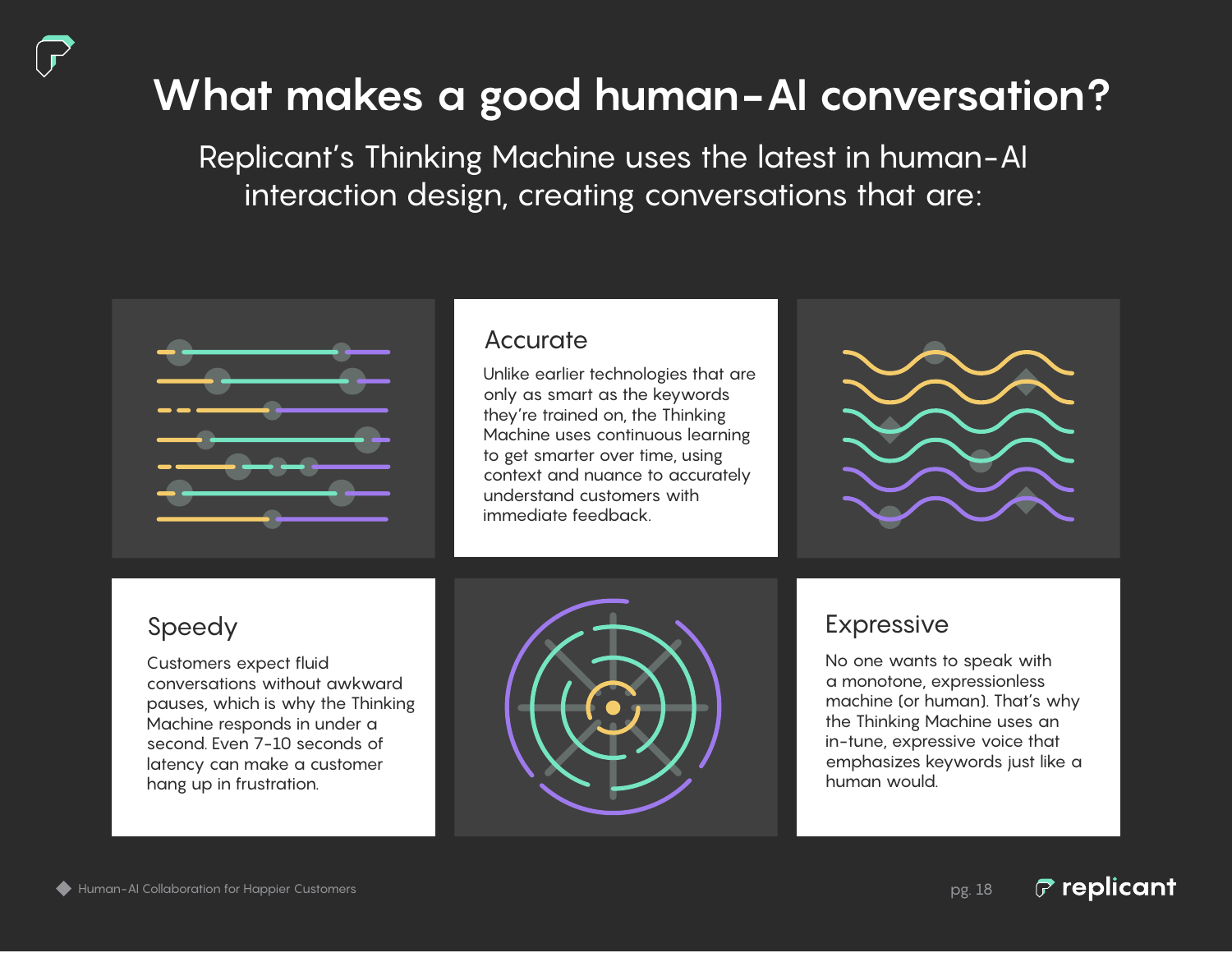# What makes a good human-AI conversation?

Replicant's Thinking Machine uses the latest in human-AI interaction design, creating conversations that are:

## Accurate

Unlike earlier technologies that are only as smart as the keywords they're trained on, the Thinking Machine uses continuous learning to get smarter over time, using context and nuance to accurately understand customers with immediate feedback.

## Speedy

Customers expect fluid conversations without awkward pauses, which is why the Thinking Machine responds in under a second. Even 7-10 seconds of latency can make a customer hang up in frustration.

## Expressive

No one wants to speak with a monotone, expressionless machine (or human). That's why the Thinking Machine uses an in-tune, expressive voice that emphasizes keywords just like a human would.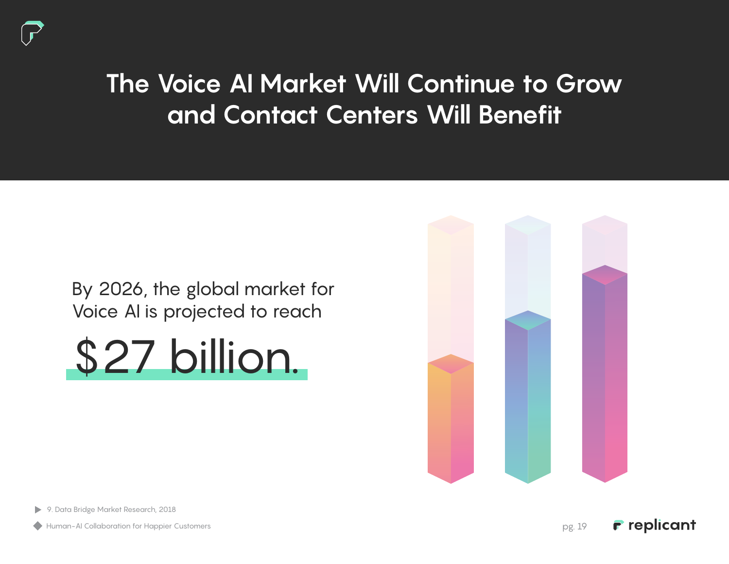# The Voice AI Market Will Continue to Grow and Contact Centers Will Benefit

By 2026, the global market for Voice AI is projected to reach

**$27 billion.**

9. Data Bridge Market Research, 2018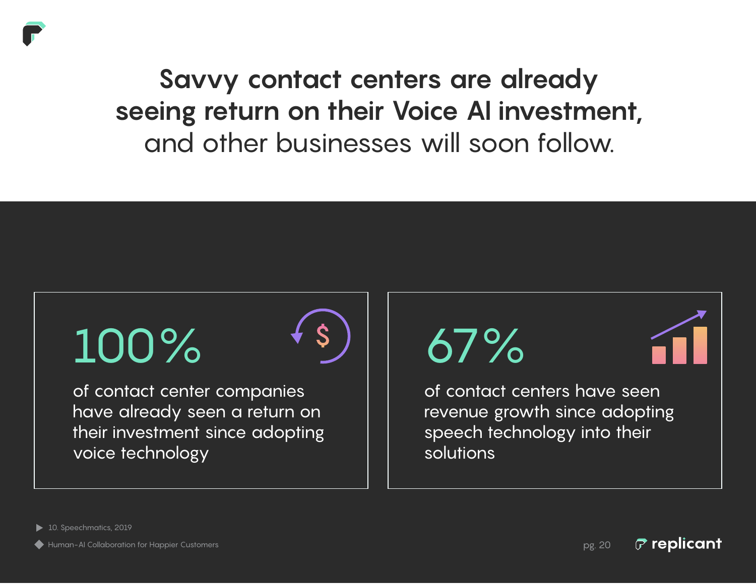# Savvy contact centers are already seeing return on their Voice AI investment, and other businesses will soon follow.

**100%**

of contact center companies have already seen a return on their investment since adopting voice technology

**67%**

of contact centers have seen revenue growth since adopting speech technology into their solutions

10. Speechmatics, 2019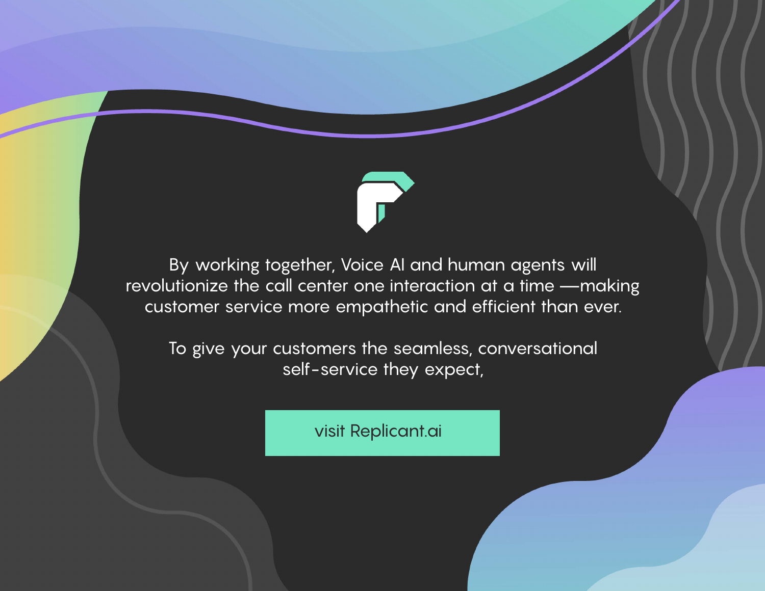By working together, Voice AI and human agents will revolutionize the call center one interaction at a time —making customer service more empathetic and efficient than ever.

To give your customers the seamless, conversational self-service they expect,

visit Replicant.ai